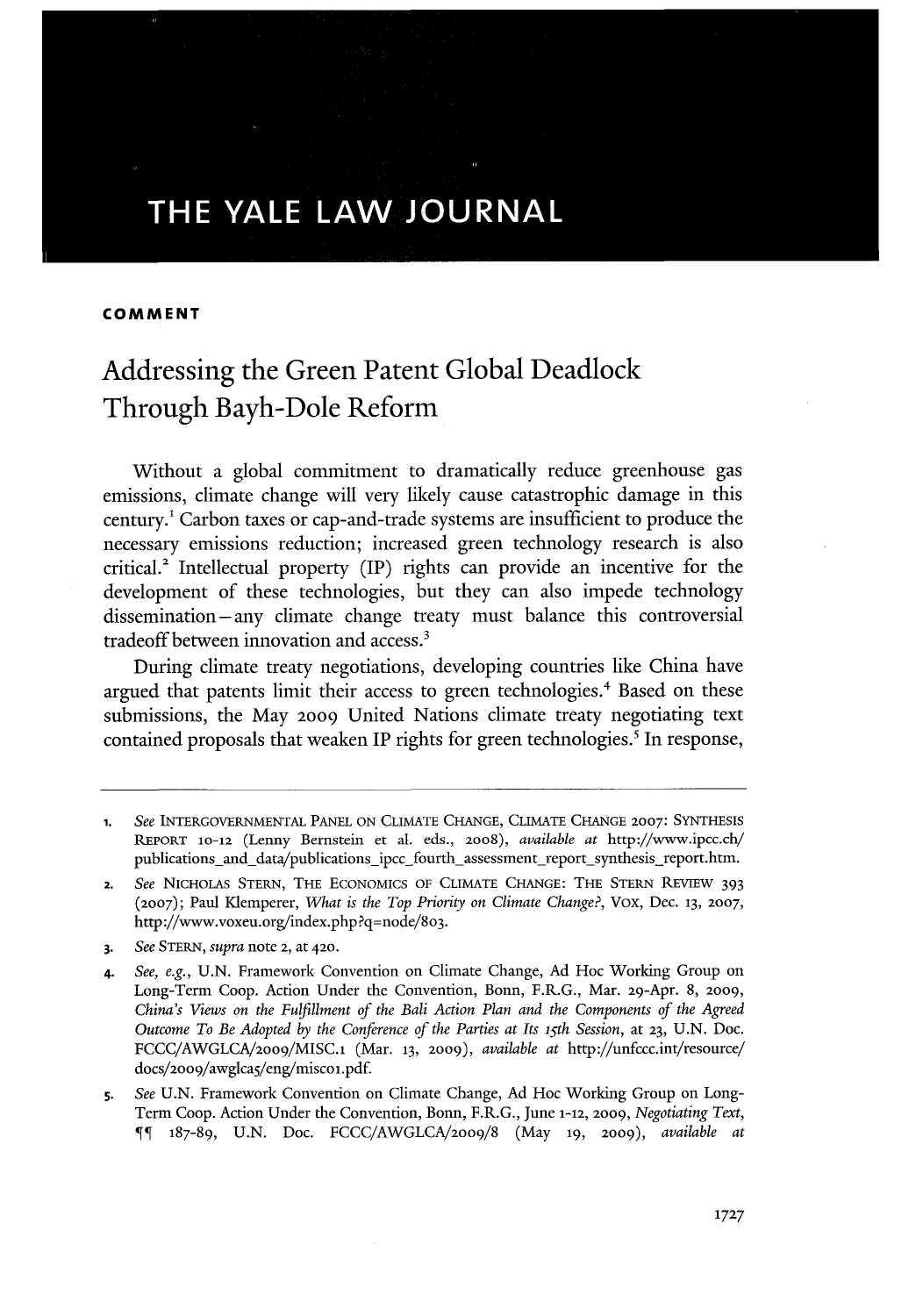# THE YALE LAW JOURNAL

**COMMENT**

## Addressing the Green Patent Global Deadlock Through Bayh-Dole Reform

Without a global commitment to dramatically reduce greenhouse gas emissions, climate change will very likely cause catastrophic damage in this century.[1] Carbon taxes or cap-and-trade systems are insufficient to produce the necessary emissions reduction; increased green technology research is also critical.[2] Intellectual property (IP) rights can provide an incentive for the development of these technologies, but they can also impede technology dissemination—any climate change treaty must balance this controversial tradeoff between innovation and access.[3]

During climate treaty negotiations, developing countries like China have argued that patents limit their access to green technologies.[4] Based on these submissions, the May 2009 United Nations climate treaty negotiating text contained proposals that weaken IP rights for green technologies.[5] In response,

---

1. *See* INTERGOVERNMENTAL PANEL ON CLIMATE CHANGE, CLIMATE CHANGE 2007: SYNTHESIS REPORT 10-12 (Lenny Bernstein et al. eds., 2008), *available at* http://www.ipcc.ch/publications_and_data/publications_ipcc_fourth_assessment_report_synthesis_report.htm.
2. *See* NICHOLAS STERN, THE ECONOMICS OF CLIMATE CHANGE: THE STERN REVIEW 393 (2007); Paul Klemperer, *What is the Top Priority on Climate Change?*, VOX, Dec. 13, 2007, http://www.voxeu.org/index.php?q=node/803.
3. *See* STERN, *supra* note 2, at 420.
4. *See, e.g.*, U.N. Framework Convention on Climate Change, Ad Hoc Working Group on Long-Term Coop. Action Under the Convention, Bonn, F.R.G., Mar. 29-Apr. 8, 2009, *China's Views on the Fulfillment of the Bali Action Plan and the Components of the Agreed Outcome To Be Adopted by the Conference of the Parties at Its 15th Session*, at 23, U.N. Doc. FCCC/AWGLCA/2009/MISC.1 (Mar. 13, 2009), *available at* http://unfccc.int/resource/docs/2009/awglca5/eng/misc01.pdf.
5. *See* U.N. Framework Convention on Climate Change, Ad Hoc Working Group on Long-Term Coop. Action Under the Convention, Bonn, F.R.G., June 1-12, 2009, *Negotiating Text*, ¶¶ 187-89, U.N. Doc. FCCC/AWGLCA/2009/8 (May 19, 2009), *available at*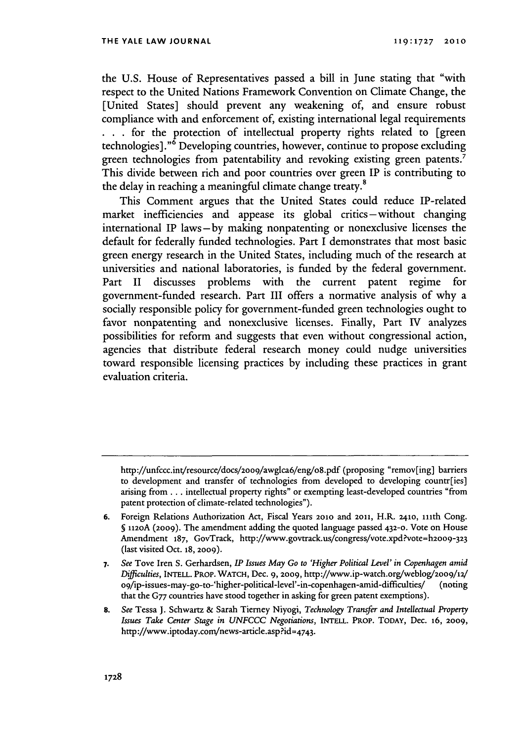the U.S. House of Representatives passed a bill in June stating that "with respect to the United Nations Framework Convention on Climate Change, the [United States] should prevent any weakening of, and ensure robust compliance with and enforcement of, existing international legal requirements . . . for the protection of intellectual property rights related to [green technologies]."[6] Developing countries, however, continue to propose excluding green technologies from patentability and revoking existing green patents.[7] This divide between rich and poor countries over green IP is contributing to the delay in reaching a meaningful climate change treaty.[8]

This Comment argues that the United States could reduce IP-related market inefficiencies and appease its global critics—without changing international IP laws—by making nonpatenting or nonexclusive licenses the default for federally funded technologies. Part I demonstrates that most basic green energy research in the United States, including much of the research at universities and national laboratories, is funded by the federal government. Part II discusses problems with the current patent regime for government-funded research. Part III offers a normative analysis of why a socially responsible policy for government-funded green technologies ought to favor nonpatenting and nonexclusive licenses. Finally, Part IV analyzes possibilities for reform and suggests that even without congressional action, agencies that distribute federal research money could nudge universities toward responsible licensing practices by including these practices in grant evaluation criteria.

---

http://unfccc.int/resource/docs/2009/awglca6/eng/08.pdf (proposing "remov[ing] barriers to development and transfer of technologies from developed to developing countr[ies] arising from . . . intellectual property rights" or exempting least-developed countries "from patent protection of climate-related technologies").

6. Foreign Relations Authorization Act, Fiscal Years 2010 and 2011, H.R. 2410, 111th Cong. § 1120A (2009). The amendment adding the quoted language passed 432-0. Vote on House Amendment 187, GovTrack, http://www.govtrack.us/congress/vote.xpd?vote=h2009-323 (last visited Oct. 18, 2009).

7. *See* Tove Iren S. Gerhardsen, *IP Issues May Go to 'Higher Political Level' in Copenhagen amid Difficulties*, INTELL. PROP. WATCH, Dec. 9, 2009, http://www.ip-watch.org/weblog/2009/12/09/ip-issues-may-go-to-'higher-political-level'-in-copenhagen-amid-difficulties/ (noting that the G77 countries have stood together in asking for green patent exemptions).

8. *See* Tessa J. Schwartz & Sarah Tierney Niyogi, *Technology Transfer and Intellectual Property Issues Take Center Stage in UNFCCC Negotiations*, INTELL. PROP. TODAY, Dec. 16, 2009, http://www.iptoday.com/news-article.asp?id=4743.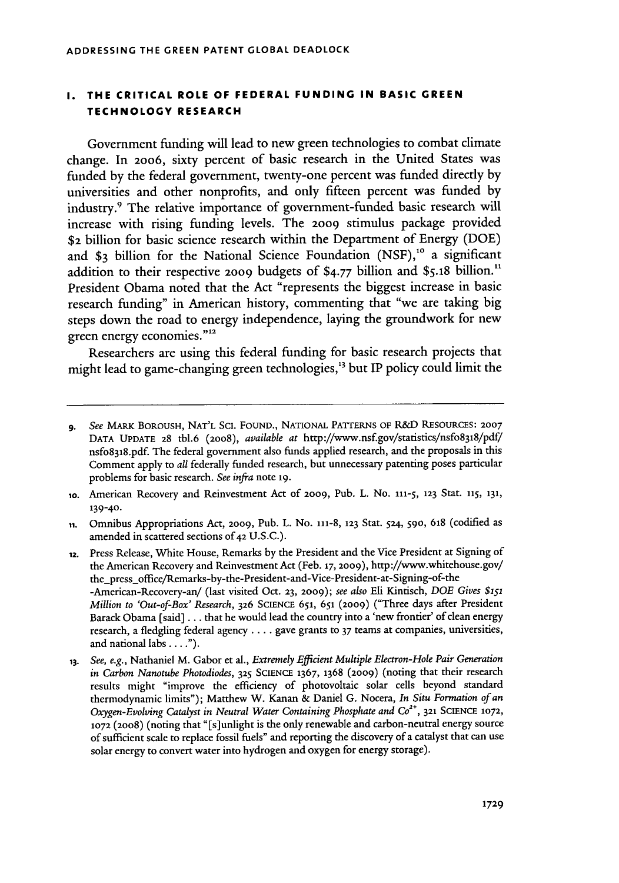## I. THE CRITICAL ROLE OF FEDERAL FUNDING IN BASIC GREEN TECHNOLOGY RESEARCH

Government funding will lead to new green technologies to combat climate change. In 2006, sixty percent of basic research in the United States was funded by the federal government, twenty-one percent was funded directly by universities and other nonprofits, and only fifteen percent was funded by industry.[9] The relative importance of government-funded basic research will increase with rising funding levels. The 2009 stimulus package provided $2 billion for basic science research within the Department of Energy (DOE) and $3 billion for the National Science Foundation (NSF),[10] a significant addition to their respective 2009 budgets of $4.77 billion and $5.18 billion.[11] President Obama noted that the Act "represents the biggest increase in basic research funding" in American history, commenting that "we are taking big steps down the road to energy independence, laying the groundwork for new green energy economies."[12]

Researchers are using this federal funding for basic research projects that might lead to game-changing green technologies,[13] but IP policy could limit the

---

9. *See* MARK BOROUSH, NAT'L SCI. FOUND., NATIONAL PATTERNS OF R&D RESOURCES: 2007 DATA UPDATE 28 tbl.6 (2008), *available at* http://www.nsf.gov/statistics/nsf08318/pdf/nsf08318.pdf. The federal government also funds applied research, and the proposals in this Comment apply to *all* federally funded research, but unnecessary patenting poses particular problems for basic research. *See infra* note 19.

10. American Recovery and Reinvestment Act of 2009, Pub. L. No. 111-5, 123 Stat. 115, 131, 139-40.

11. Omnibus Appropriations Act, 2009, Pub. L. No. 111-8, 123 Stat. 524, 590, 618 (codified as amended in scattered sections of 42 U.S.C.).

12. Press Release, White House, Remarks by the President and the Vice President at Signing of the American Recovery and Reinvestment Act (Feb. 17, 2009), http://www.whitehouse.gov/the_press_office/Remarks-by-the-President-and-Vice-President-at-Signing-of-the-American-Recovery-an/ (last visited Oct. 23, 2009); *see also* Eli Kintisch, *DOE Gives $151 Million to 'Out-of-Box' Research*, 326 SCIENCE 651, 651 (2009) ("Three days after President Barack Obama [said] . . . that he would lead the country into a 'new frontier' of clean energy research, a fledgling federal agency . . . . gave grants to 37 teams at companies, universities, and national labs . . . .").

13. *See, e.g.*, Nathaniel M. Gabor et al., *Extremely Efficient Multiple Electron-Hole Pair Generation in Carbon Nanotube Photodiodes*, 325 SCIENCE 1367, 1368 (2009) (noting that their research results might "improve the efficiency of photovoltaic solar cells beyond standard thermodynamic limits"); Matthew W. Kanan & Daniel G. Nocera, *In Situ Formation of an Oxygen-Evolving Catalyst in Neutral Water Containing Phosphate and $Co^{2+}$*, 321 SCIENCE 1072, 1072 (2008) (noting that "[s]unlight is the only renewable and carbon-neutral energy source of sufficient scale to replace fossil fuels" and reporting the discovery of a catalyst that can use solar energy to convert water into hydrogen and oxygen for energy storage).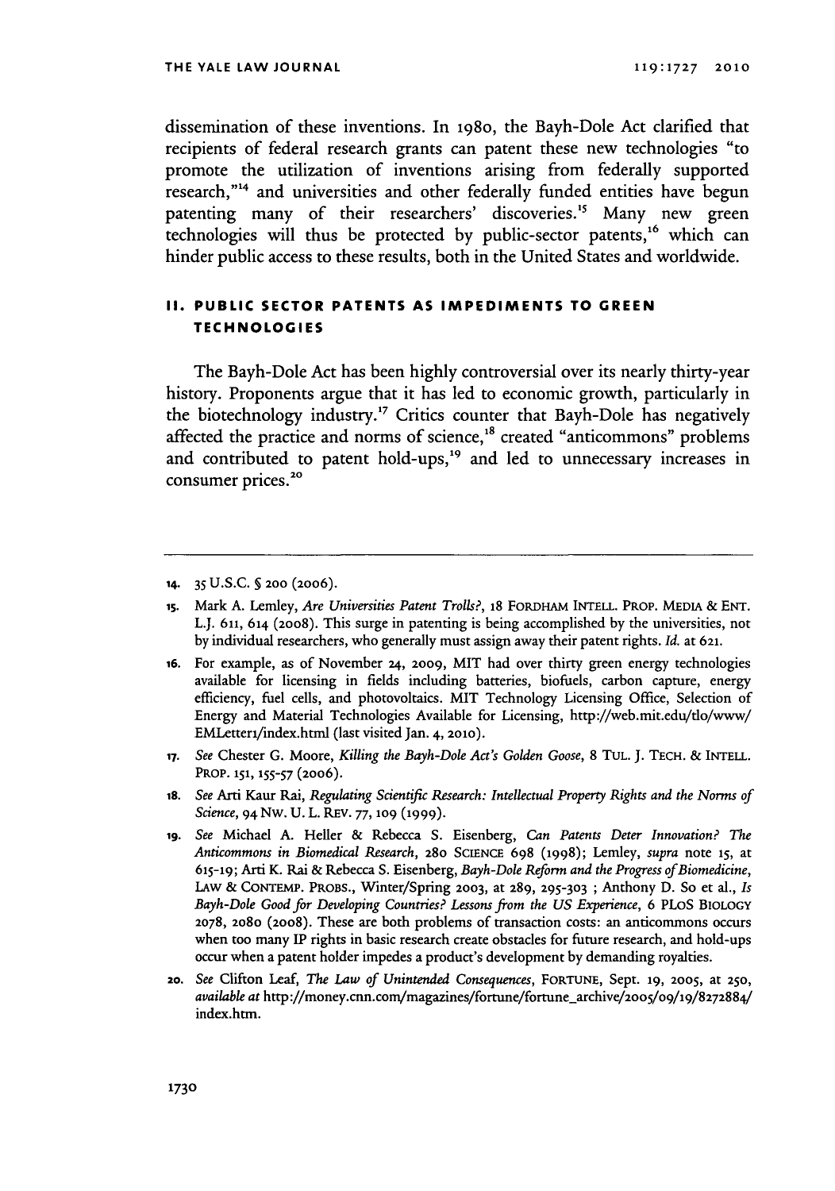dissemination of these inventions. In 1980, the Bayh-Dole Act clarified that recipients of federal research grants can patent these new technologies "to promote the utilization of inventions arising from federally supported research,"[14] and universities and other federally funded entities have begun patenting many of their researchers' discoveries.[15] Many new green technologies will thus be protected by public-sector patents,[16] which can hinder public access to these results, both in the United States and worldwide.

## II. PUBLIC SECTOR PATENTS AS IMPEDIMENTS TO GREEN TECHNOLOGIES

The Bayh-Dole Act has been highly controversial over its nearly thirty-year history. Proponents argue that it has led to economic growth, particularly in the biotechnology industry.[17] Critics counter that Bayh-Dole has negatively affected the practice and norms of science,[18] created "anticommons" problems and contributed to patent hold-ups,[19] and led to unnecessary increases in consumer prices.[20]

---

14. 35 U.S.C. § 200 (2006).

15. Mark A. Lemley, *Are Universities Patent Trolls?*, 18 FORDHAM INTELL. PROP. MEDIA & ENT. L.J. 611, 614 (2008). This surge in patenting is being accomplished by the universities, not by individual researchers, who generally must assign away their patent rights. *Id.* at 621.

16. For example, as of November 24, 2009, MIT had over thirty green energy technologies available for licensing in fields including batteries, biofuels, carbon capture, energy efficiency, fuel cells, and photovoltaics. MIT Technology Licensing Office, Selection of Energy and Material Technologies Available for Licensing, http://web.mit.edu/tlo/www/EMLetter1/index.html (last visited Jan. 4, 2010).

17. *See* Chester G. Moore, *Killing the Bayh-Dole Act's Golden Goose*, 8 TUL. J. TECH. & INTELL. PROP. 151, 155-57 (2006).

18. *See* Arti Kaur Rai, *Regulating Scientific Research: Intellectual Property Rights and the Norms of Science*, 94 NW. U. L. REV. 77, 109 (1999).

19. *See* Michael A. Heller & Rebecca S. Eisenberg, *Can Patents Deter Innovation? The Anticommons in Biomedical Research*, 280 SCIENCE 698 (1998); Lemley, *supra* note 15, at 615-19; Arti K. Rai & Rebecca S. Eisenberg, *Bayh-Dole Reform and the Progress of Biomedicine*, LAW & CONTEMP. PROBS., Winter/Spring 2003, at 289, 295-303 ; Anthony D. So et al., *Is Bayh-Dole Good for Developing Countries? Lessons from the US Experience*, 6 PLOS BIOLOGY 2078, 2080 (2008). These are both problems of transaction costs: an anticommons occurs when too many IP rights in basic research create obstacles for future research, and hold-ups occur when a patent holder impedes a product's development by demanding royalties.

20. *See* Clifton Leaf, *The Law of Unintended Consequences*, FORTUNE, Sept. 19, 2005, at 250, *available at* http://money.cnn.com/magazines/fortune/fortune_archive/2005/09/19/8272884/index.htm.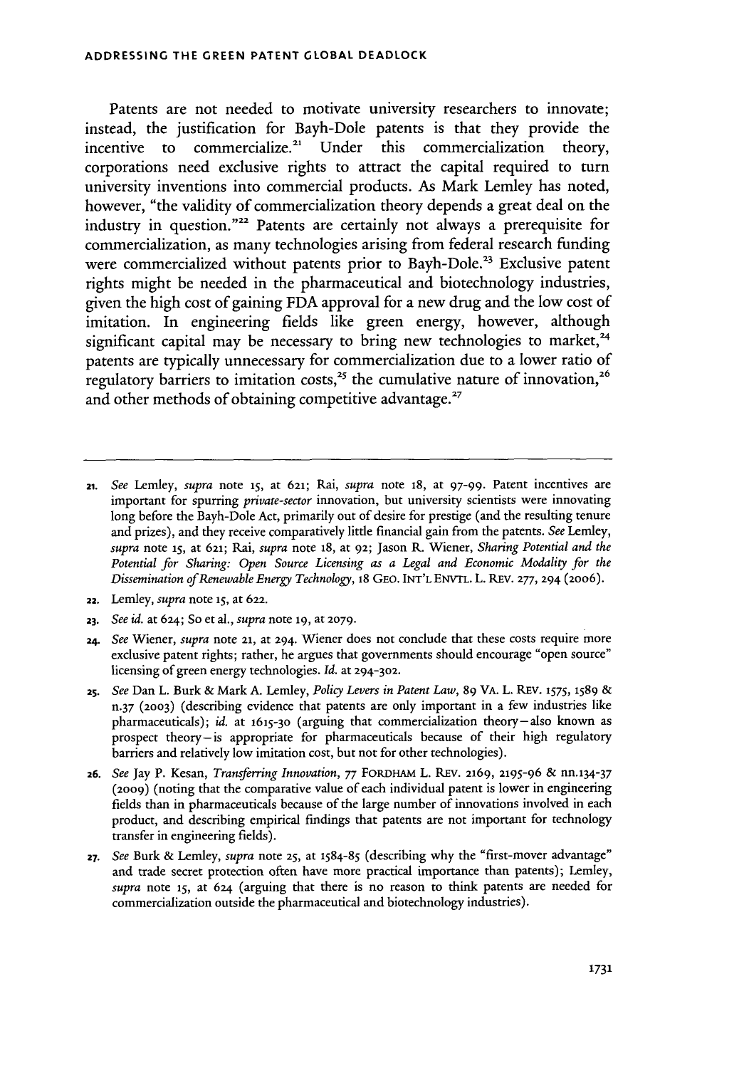Patents are not needed to motivate university researchers to innovate; instead, the justification for Bayh-Dole patents is that they provide the incentive to commercialize.[21] Under this commercialization theory, corporations need exclusive rights to attract the capital required to turn university inventions into commercial products. As Mark Lemley has noted, however, "the validity of commercialization theory depends a great deal on the industry in question."[22] Patents are certainly not always a prerequisite for commercialization, as many technologies arising from federal research funding were commercialized without patents prior to Bayh-Dole.[23] Exclusive patent rights might be needed in the pharmaceutical and biotechnology industries, given the high cost of gaining FDA approval for a new drug and the low cost of imitation. In engineering fields like green energy, however, although significant capital may be necessary to bring new technologies to market,[24] patents are typically unnecessary for commercialization due to a lower ratio of regulatory barriers to imitation costs,[25] the cumulative nature of innovation,[26] and other methods of obtaining competitive advantage.[27]

---

21. *See* Lemley, *supra* note 15, at 621; Rai, *supra* note 18, at 97-99. Patent incentives are important for spurring *private-sector* innovation, but university scientists were innovating long before the Bayh-Dole Act, primarily out of desire for prestige (and the resulting tenure and prizes), and they receive comparatively little financial gain from the patents. *See* Lemley, *supra* note 15, at 621; Rai, *supra* note 18, at 92; Jason R. Wiener, *Sharing Potential and the Potential for Sharing: Open Source Licensing as a Legal and Economic Modality for the Dissemination of Renewable Energy Technology*, 18 GEO. INT'L ENVTL. L. REV. 277, 294 (2006).

22. Lemley, *supra* note 15, at 622.

23. *See id.* at 624; So et al., *supra* note 19, at 2079.

24. *See* Wiener, *supra* note 21, at 294. Wiener does not conclude that these costs require more exclusive patent rights; rather, he argues that governments should encourage "open source" licensing of green energy technologies. *Id.* at 294-302.

25. *See* Dan L. Burk & Mark A. Lemley, *Policy Levers in Patent Law*, 89 VA. L. REV. 1575, 1589 & n.37 (2003) (describing evidence that patents are only important in a few industries like pharmaceuticals); *id.* at 1615-30 (arguing that commercialization theory—also known as prospect theory—is appropriate for pharmaceuticals because of their high regulatory barriers and relatively low imitation cost, but not for other technologies).

26. *See* Jay P. Kesan, *Transferring Innovation*, 77 FORDHAM L. REV. 2169, 2195-96 & nn.134-37 (2009) (noting that the comparative value of each individual patent is lower in engineering fields than in pharmaceuticals because of the large number of innovations involved in each product, and describing empirical findings that patents are not important for technology transfer in engineering fields).

27. *See* Burk & Lemley, *supra* note 25, at 1584-85 (describing why the "first-mover advantage" and trade secret protection often have more practical importance than patents); Lemley, *supra* note 15, at 624 (arguing that there is no reason to think patents are needed for commercialization outside the pharmaceutical and biotechnology industries).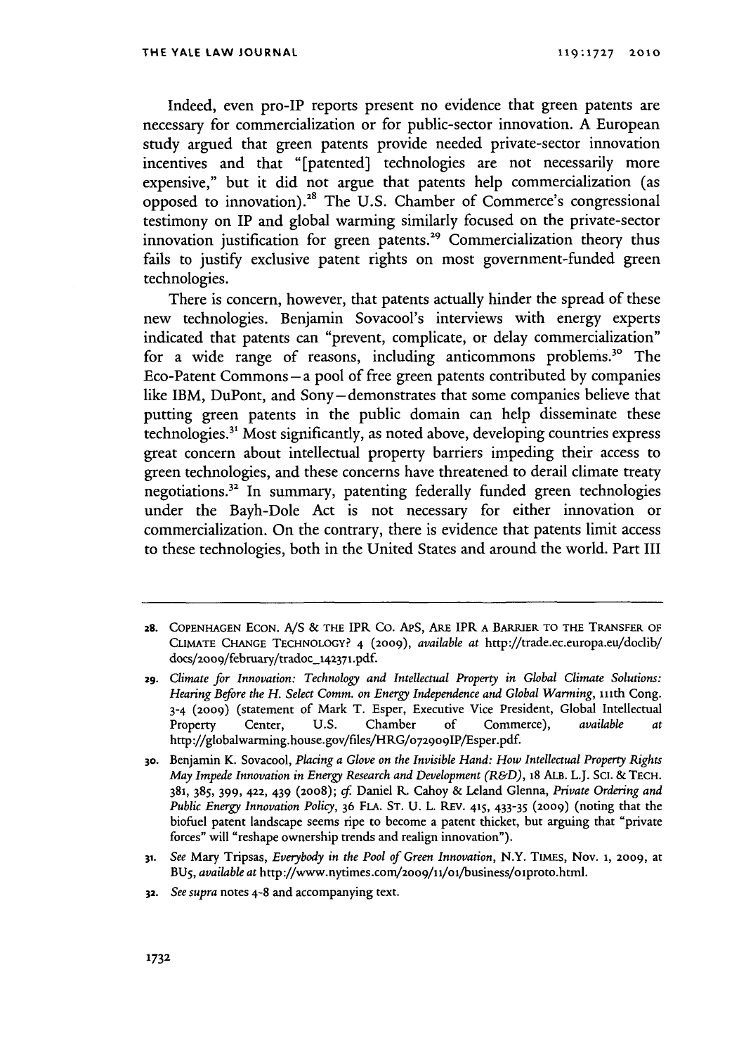Indeed, even pro-IP reports present no evidence that green patents are necessary for commercialization or for public-sector innovation. A European study argued that green patents provide needed private-sector innovation incentives and that "[patented] technologies are not necessarily more expensive," but it did not argue that patents help commercialization (as opposed to innovation).[28] The U.S. Chamber of Commerce's congressional testimony on IP and global warming similarly focused on the private-sector innovation justification for green patents.[29] Commercialization theory thus fails to justify exclusive patent rights on most government-funded green technologies.

There is concern, however, that patents actually hinder the spread of these new technologies. Benjamin Sovacool's interviews with energy experts indicated that patents can "prevent, complicate, or delay commercialization" for a wide range of reasons, including anticommons problems.[30] The Eco-Patent Commons—a pool of free green patents contributed by companies like IBM, DuPont, and Sony—demonstrates that some companies believe that putting green patents in the public domain can help disseminate these technologies.[31] Most significantly, as noted above, developing countries express great concern about intellectual property barriers impeding their access to green technologies, and these concerns have threatened to derail climate treaty negotiations.[32] In summary, patenting federally funded green technologies under the Bayh-Dole Act is not necessary for either innovation or commercialization. On the contrary, there is evidence that patents limit access to these technologies, both in the United States and around the world. Part III

---

28. COPENHAGEN ECON. A/S & THE IPR CO. APS, ARE IPR A BARRIER TO THE TRANSFER OF CLIMATE CHANGE TECHNOLOGY? 4 (2009), *available at* http://trade.ec.europa.eu/doclib/docs/2009/february/tradoc_142371.pdf.

29. *Climate for Innovation: Technology and Intellectual Property in Global Climate Solutions: Hearing Before the H. Select Comm. on Energy Independence and Global Warming*, 111th Cong. 3-4 (2009) (statement of Mark T. Esper, Executive Vice President, Global Intellectual Property Center, U.S. Chamber of Commerce), *available at* http://globalwarming.house.gov/files/HRG/072909IP/Esper.pdf.

30. Benjamin K. Sovacool, *Placing a Glove on the Invisible Hand: How Intellectual Property Rights May Impede Innovation in Energy Research and Development (R&D)*, 18 ALB. L.J. SCI. & TECH. 381, 385, 399, 422, 439 (2008); *cf.* Daniel R. Cahoy & Leland Glenna, *Private Ordering and Public Energy Innovation Policy*, 36 FLA. ST. U. L. REV. 415, 433-35 (2009) (noting that the biofuel patent landscape seems ripe to become a patent thicket, but arguing that "private forces" will "reshape ownership trends and realign innovation").

31. *See* Mary Tripsas, *Everybody in the Pool of Green Innovation*, N.Y. TIMES, Nov. 1, 2009, at BU5, *available at* http://www.nytimes.com/2009/11/01/business/01proto.html.

32. *See supra* notes 4-8 and accompanying text.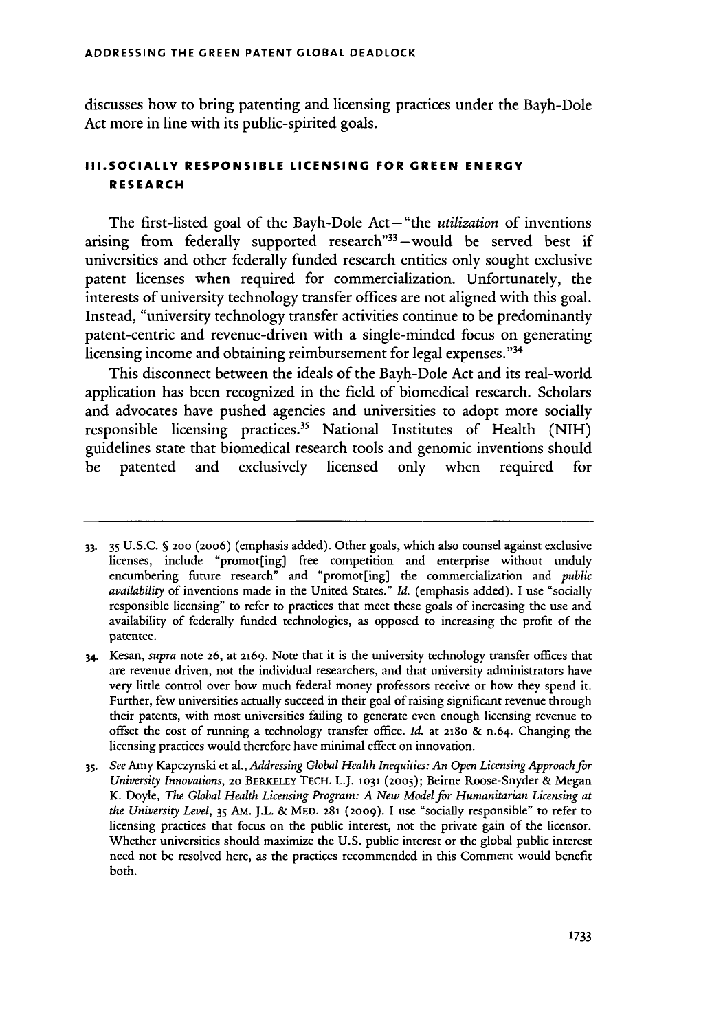discusses how to bring patenting and licensing practices under the Bayh-Dole Act more in line with its public-spirited goals.

## III. SOCIALLY RESPONSIBLE LICENSING FOR GREEN ENERGY RESEARCH

The first-listed goal of the Bayh-Dole Act—"the *utilization* of inventions arising from federally supported research"[33]—would be served best if universities and other federally funded research entities only sought exclusive patent licenses when required for commercialization. Unfortunately, the interests of university technology transfer offices are not aligned with this goal. Instead, "university technology transfer activities continue to be predominantly patent-centric and revenue-driven with a single-minded focus on generating licensing income and obtaining reimbursement for legal expenses."[34]

This disconnect between the ideals of the Bayh-Dole Act and its real-world application has been recognized in the field of biomedical research. Scholars and advocates have pushed agencies and universities to adopt more socially responsible licensing practices.[35] National Institutes of Health (NIH) guidelines state that biomedical research tools and genomic inventions should be patented and exclusively licensed only when required for

---

33. 35 U.S.C. § 200 (2006) (emphasis added). Other goals, which also counsel against exclusive licenses, include "promot[ing] free competition and enterprise without unduly encumbering future research" and "promot[ing] the commercialization and *public availability* of inventions made in the United States." *Id.* (emphasis added). I use "socially responsible licensing" to refer to practices that meet these goals of increasing the use and availability of federally funded technologies, as opposed to increasing the profit of the patentee.

34. Kesan, *supra* note 26, at 2169. Note that it is the university technology transfer offices that are revenue driven, not the individual researchers, and that university administrators have very little control over how much federal money professors receive or how they spend it. Further, few universities actually succeed in their goal of raising significant revenue through their patents, with most universities failing to generate even enough licensing revenue to offset the cost of running a technology transfer office. *Id.* at 2180 & n.64. Changing the licensing practices would therefore have minimal effect on innovation.

35. *See* Amy Kapczynski et al., *Addressing Global Health Inequities: An Open Licensing Approach for University Innovations*, 20 BERKELEY TECH. L.J. 1031 (2005); Beirne Roose-Snyder & Megan K. Doyle, *The Global Health Licensing Program: A New Model for Humanitarian Licensing at the University Level*, 35 AM. J.L. & MED. 281 (2009). I use "socially responsible" to refer to licensing practices that focus on the public interest, not the private gain of the licensor. Whether universities should maximize the U.S. public interest or the global public interest need not be resolved here, as the practices recommended in this Comment would benefit both.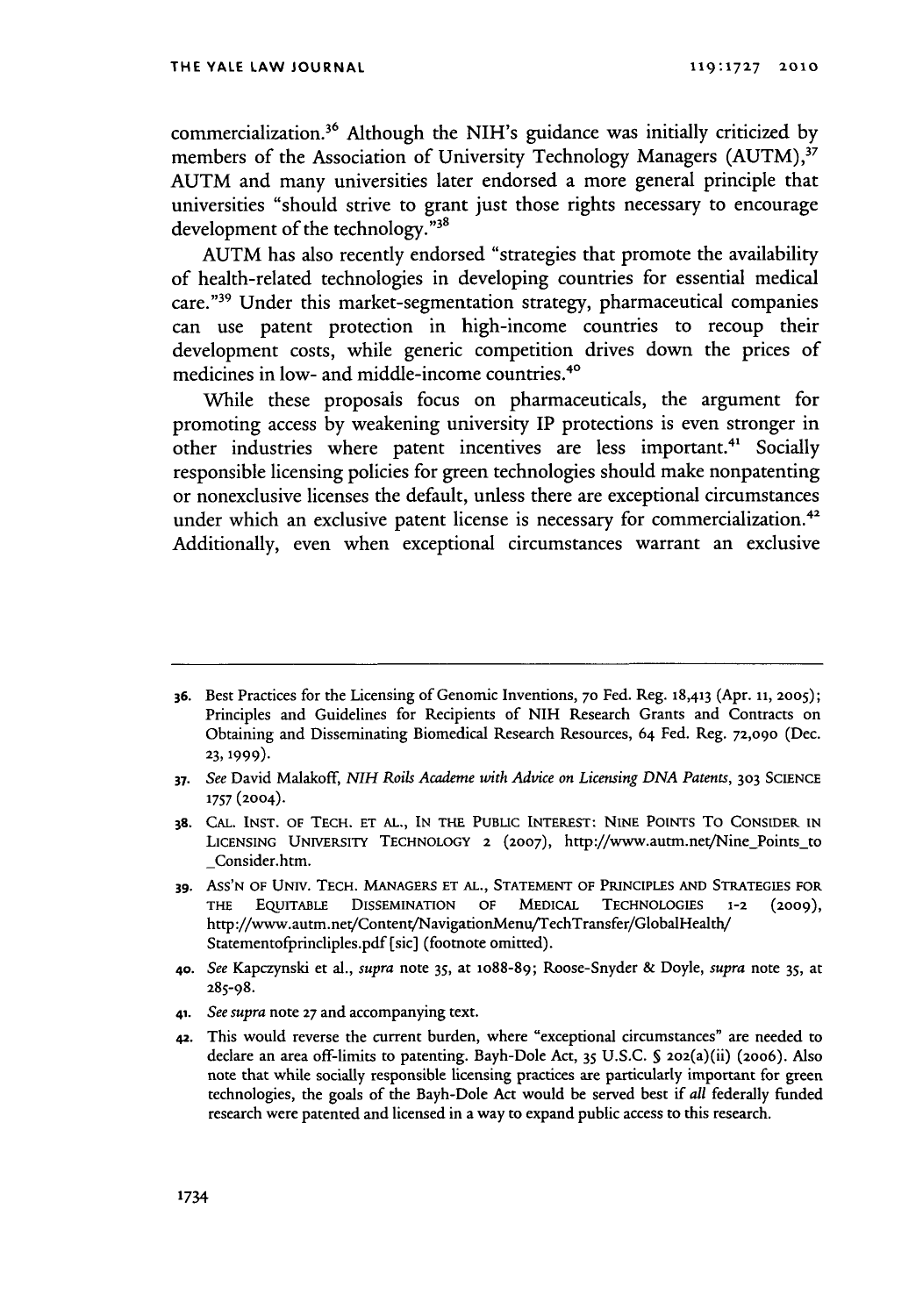commercialization.[36] Although the NIH's guidance was initially criticized by members of the Association of University Technology Managers (AUTM),[37] AUTM and many universities later endorsed a more general principle that universities "should strive to grant just those rights necessary to encourage development of the technology."[38]

AUTM has also recently endorsed "strategies that promote the availability of health-related technologies in developing countries for essential medical care."[39] Under this market-segmentation strategy, pharmaceutical companies can use patent protection in high-income countries to recoup their development costs, while generic competition drives down the prices of medicines in low- and middle-income countries.[40]

While these proposals focus on pharmaceuticals, the argument for promoting access by weakening university IP protections is even stronger in other industries where patent incentives are less important.[41] Socially responsible licensing policies for green technologies should make nonpatenting or nonexclusive licenses the default, unless there are exceptional circumstances under which an exclusive patent license is necessary for commercialization.[42] Additionally, even when exceptional circumstances warrant an exclusive

---

36. Best Practices for the Licensing of Genomic Inventions, 70 Fed. Reg. 18,413 (Apr. 11, 2005); Principles and Guidelines for Recipients of NIH Research Grants and Contracts on Obtaining and Disseminating Biomedical Research Resources, 64 Fed. Reg. 72,090 (Dec. 23, 1999).

37. *See* David Malakoff, *NIH Roils Academe with Advice on Licensing DNA Patents*, 303 SCIENCE 1757 (2004).

38. CAL. INST. OF TECH. ET AL., IN THE PUBLIC INTEREST: NINE POINTS TO CONSIDER IN LICENSING UNIVERSITY TECHNOLOGY 2 (2007), http://www.autm.net/Nine_Points_to_Consider.htm.

39. ASS'N OF UNIV. TECH. MANAGERS ET AL., STATEMENT OF PRINCIPLES AND STRATEGIES FOR THE EQUITABLE DISSEMINATION OF MEDICAL TECHNOLOGIES 1-2 (2009), http://www.autm.net/Content/NavigationMenu/TechTransfer/GlobalHealth/Statementofprincliples.pdf [sic] (footnote omitted).

40. *See* Kapczynski et al., *supra* note 35, at 1088-89; Roose-Snyder & Doyle, *supra* note 35, at 285-98.

41. *See supra* note 27 and accompanying text.

42. This would reverse the current burden, where "exceptional circumstances" are needed to declare an area off-limits to patenting. Bayh-Dole Act, 35 U.S.C. § 202(a)(ii) (2006). Also note that while socially responsible licensing practices are particularly important for green technologies, the goals of the Bayh-Dole Act would be served best if *all* federally funded research were patented and licensed in a way to expand public access to this research.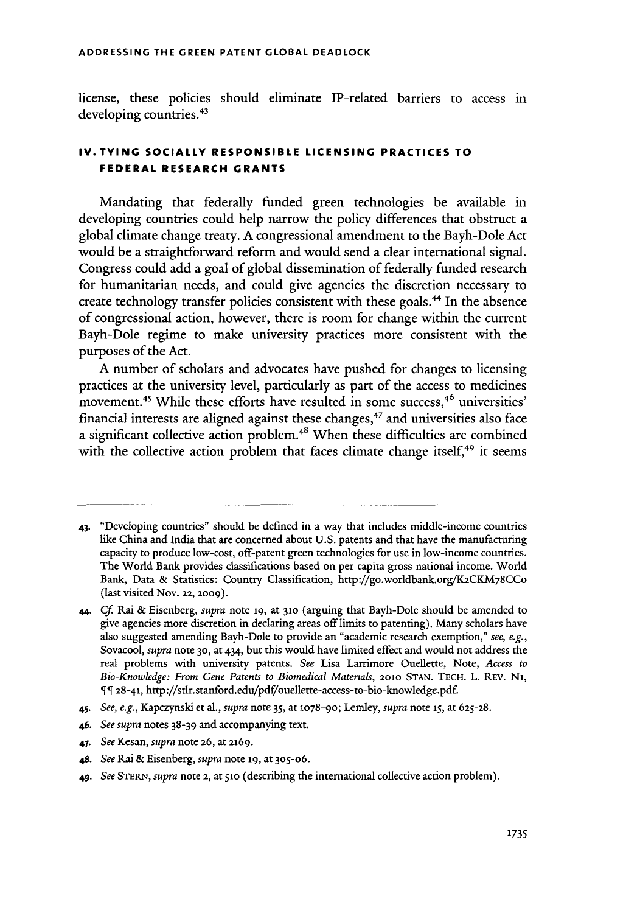license, these policies should eliminate IP-related barriers to access in developing countries.[43]

## IV. TYING SOCIALLY RESPONSIBLE LICENSING PRACTICES TO FEDERAL RESEARCH GRANTS

Mandating that federally funded green technologies be available in developing countries could help narrow the policy differences that obstruct a global climate change treaty. A congressional amendment to the Bayh-Dole Act would be a straightforward reform and would send a clear international signal. Congress could add a goal of global dissemination of federally funded research for humanitarian needs, and could give agencies the discretion necessary to create technology transfer policies consistent with these goals.[44] In the absence of congressional action, however, there is room for change within the current Bayh-Dole regime to make university practices more consistent with the purposes of the Act.

A number of scholars and advocates have pushed for changes to licensing practices at the university level, particularly as part of the access to medicines movement.[45] While these efforts have resulted in some success,[46] universities' financial interests are aligned against these changes,[47] and universities also face a significant collective action problem.[48] When these difficulties are combined with the collective action problem that faces climate change itself,[49] it seems

---

43. "Developing countries" should be defined in a way that includes middle-income countries like China and India that are concerned about U.S. patents and that have the manufacturing capacity to produce low-cost, off-patent green technologies for use in low-income countries. The World Bank provides classifications based on per capita gross national income. World Bank, Data & Statistics: Country Classification, http://go.worldbank.org/K2CKM78CCo (last visited Nov. 22, 2009).

44. *Cf.* Rai & Eisenberg, *supra* note 19, at 310 (arguing that Bayh-Dole should be amended to give agencies more discretion in declaring areas off limits to patenting). Many scholars have also suggested amending Bayh-Dole to provide an "academic research exemption," *see, e.g.*, Sovacool, *supra* note 30, at 434, but this would have limited effect and would not address the real problems with university patents. *See* Lisa Larrimore Ouellette, Note, *Access to Bio-Knowledge: From Gene Patents to Biomedical Materials*, 2010 STAN. TECH. L. REV. N1, ¶¶ 28-41, http://stlr.stanford.edu/pdf/ouellette-access-to-bio-knowledge.pdf.

45. *See, e.g.*, Kapczynski et al., *supra* note 35, at 1078-90; Lemley, *supra* note 15, at 625-28.

46. *See supra* notes 38-39 and accompanying text.

47. *See* Kesan, *supra* note 26, at 2169.

48. *See* Rai & Eisenberg, *supra* note 19, at 305-06.

49. *See* STERN, *supra* note 2, at 510 (describing the international collective action problem).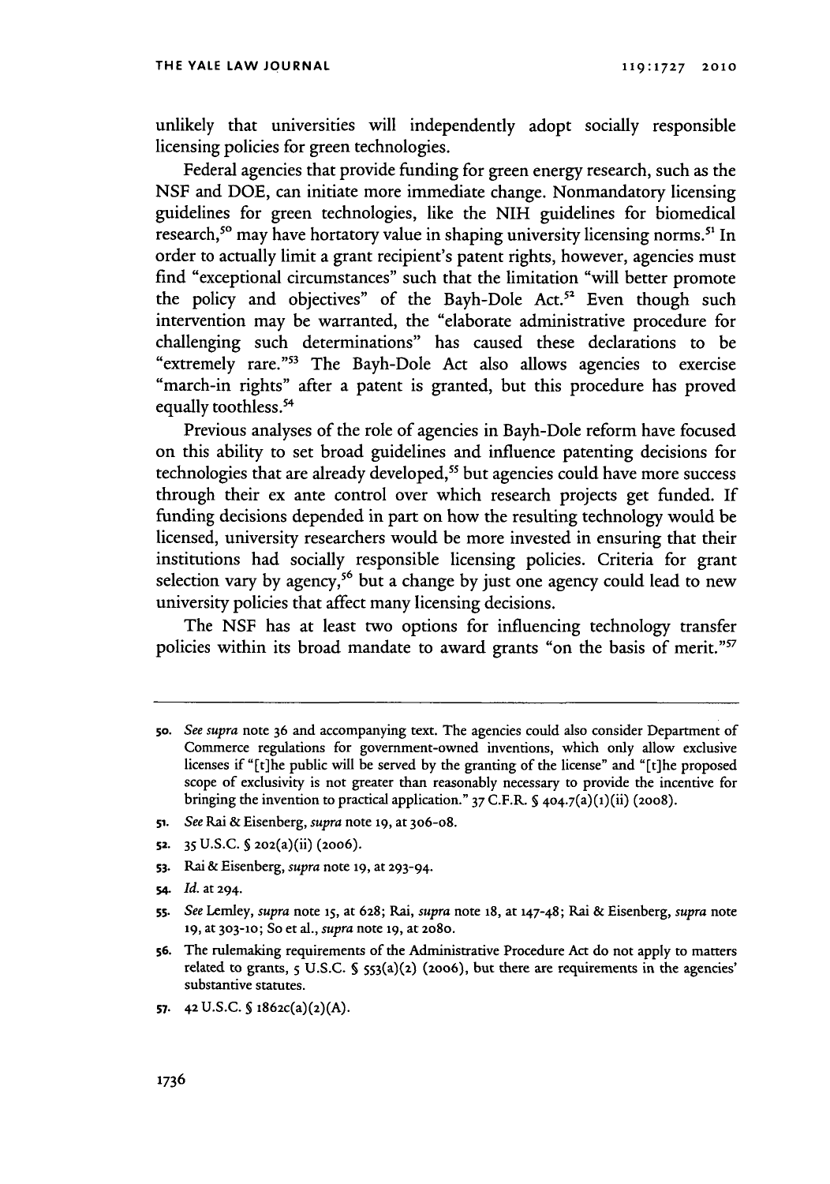unlikely that universities will independently adopt socially responsible licensing policies for green technologies.

Federal agencies that provide funding for green energy research, such as the NSF and DOE, can initiate more immediate change. Nonmandatory licensing guidelines for green technologies, like the NIH guidelines for biomedical research,[50] may have hortatory value in shaping university licensing norms.[51] In order to actually limit a grant recipient's patent rights, however, agencies must find "exceptional circumstances" such that the limitation "will better promote the policy and objectives" of the Bayh-Dole Act.[52] Even though such intervention may be warranted, the "elaborate administrative procedure for challenging such determinations" has caused these declarations to be "extremely rare."[53] The Bayh-Dole Act also allows agencies to exercise "march-in rights" after a patent is granted, but this procedure has proved equally toothless.[54]

Previous analyses of the role of agencies in Bayh-Dole reform have focused on this ability to set broad guidelines and influence patenting decisions for technologies that are already developed,[55] but agencies could have more success through their ex ante control over which research projects get funded. If funding decisions depended in part on how the resulting technology would be licensed, university researchers would be more invested in ensuring that their institutions had socially responsible licensing policies. Criteria for grant selection vary by agency,[56] but a change by just one agency could lead to new university policies that affect many licensing decisions.

The NSF has at least two options for influencing technology transfer policies within its broad mandate to award grants "on the basis of merit."[57]

---

50. *See supra* note 36 and accompanying text. The agencies could also consider Department of Commerce regulations for government-owned inventions, which only allow exclusive licenses if "[t]he public will be served by the granting of the license" and "[t]he proposed scope of exclusivity is not greater than reasonably necessary to provide the incentive for bringing the invention to practical application." 37 C.F.R. § 404.7(a)(1)(ii) (2008).

51. *See* Rai & Eisenberg, *supra* note 19, at 306-08.

52. 35 U.S.C. § 202(a)(ii) (2006).

53. Rai & Eisenberg, *supra* note 19, at 293-94.

54. *Id.* at 294.

55. *See* Lemley, *supra* note 15, at 628; Rai, *supra* note 18, at 147-48; Rai & Eisenberg, *supra* note 19, at 303-10; So et al., *supra* note 19, at 2080.

56. The rulemaking requirements of the Administrative Procedure Act do not apply to matters related to grants, 5 U.S.C. § 553(a)(2) (2006), but there are requirements in the agencies' substantive statutes.

57. 42 U.S.C. § 1862c(a)(2)(A).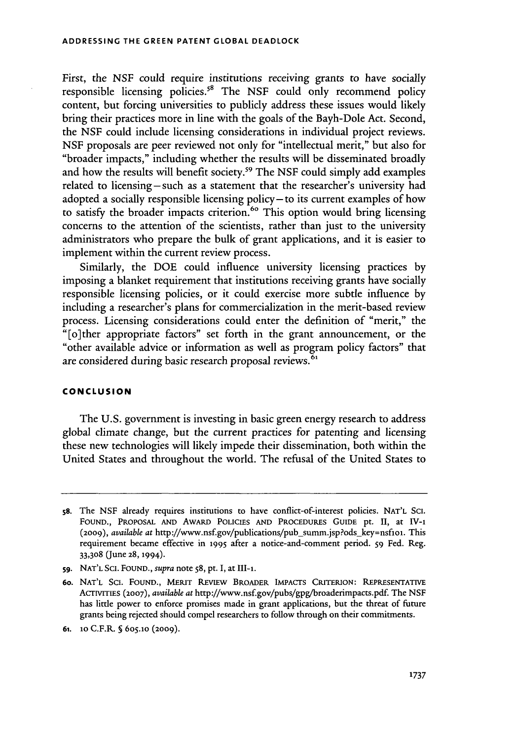First, the NSF could require institutions receiving grants to have socially responsible licensing policies.[58] The NSF could only recommend policy content, but forcing universities to publicly address these issues would likely bring their practices more in line with the goals of the Bayh-Dole Act. Second, the NSF could include licensing considerations in individual project reviews. NSF proposals are peer reviewed not only for "intellectual merit," but also for "broader impacts," including whether the results will be disseminated broadly and how the results will benefit society.[59] The NSF could simply add examples related to licensing—such as a statement that the researcher's university had adopted a socially responsible licensing policy—to its current examples of how to satisfy the broader impacts criterion.[60] This option would bring licensing concerns to the attention of the scientists, rather than just to the university administrators who prepare the bulk of grant applications, and it is easier to implement within the current review process.

Similarly, the DOE could influence university licensing practices by imposing a blanket requirement that institutions receiving grants have socially responsible licensing policies, or it could exercise more subtle influence by including a researcher's plans for commercialization in the merit-based review process. Licensing considerations could enter the definition of "merit," the "[o]ther appropriate factors" set forth in the grant announcement, or the "other available advice or information as well as program policy factors" that are considered during basic research proposal reviews.[61]

## CONCLUSION

The U.S. government is investing in basic green energy research to address global climate change, but the current practices for patenting and licensing these new technologies will likely impede their dissemination, both within the United States and throughout the world. The refusal of the United States to

---

58. The NSF already requires institutions to have conflict-of-interest policies. NAT'L SCI. FOUND., PROPOSAL AND AWARD POLICIES AND PROCEDURES GUIDE pt. II, at IV-1 (2009), *available at* http://www.nsf.gov/publications/pub_summ.jsp?ods_key=nsf101. This requirement became effective in 1995 after a notice-and-comment period. 59 Fed. Reg. 33,308 (June 28, 1994).

59. NAT'L SCI. FOUND., *supra* note 58, pt. I, at III-1.

60. NAT'L SCI. FOUND., MERIT REVIEW BROADER IMPACTS CRITERION: REPRESENTATIVE ACTIVITIES (2007), *available at* http://www.nsf.gov/pubs/gpg/broaderimpacts.pdf. The NSF has little power to enforce promises made in grant applications, but the threat of future grants being rejected should compel researchers to follow through on their commitments.

61. 10 C.F.R. § 605.10 (2009).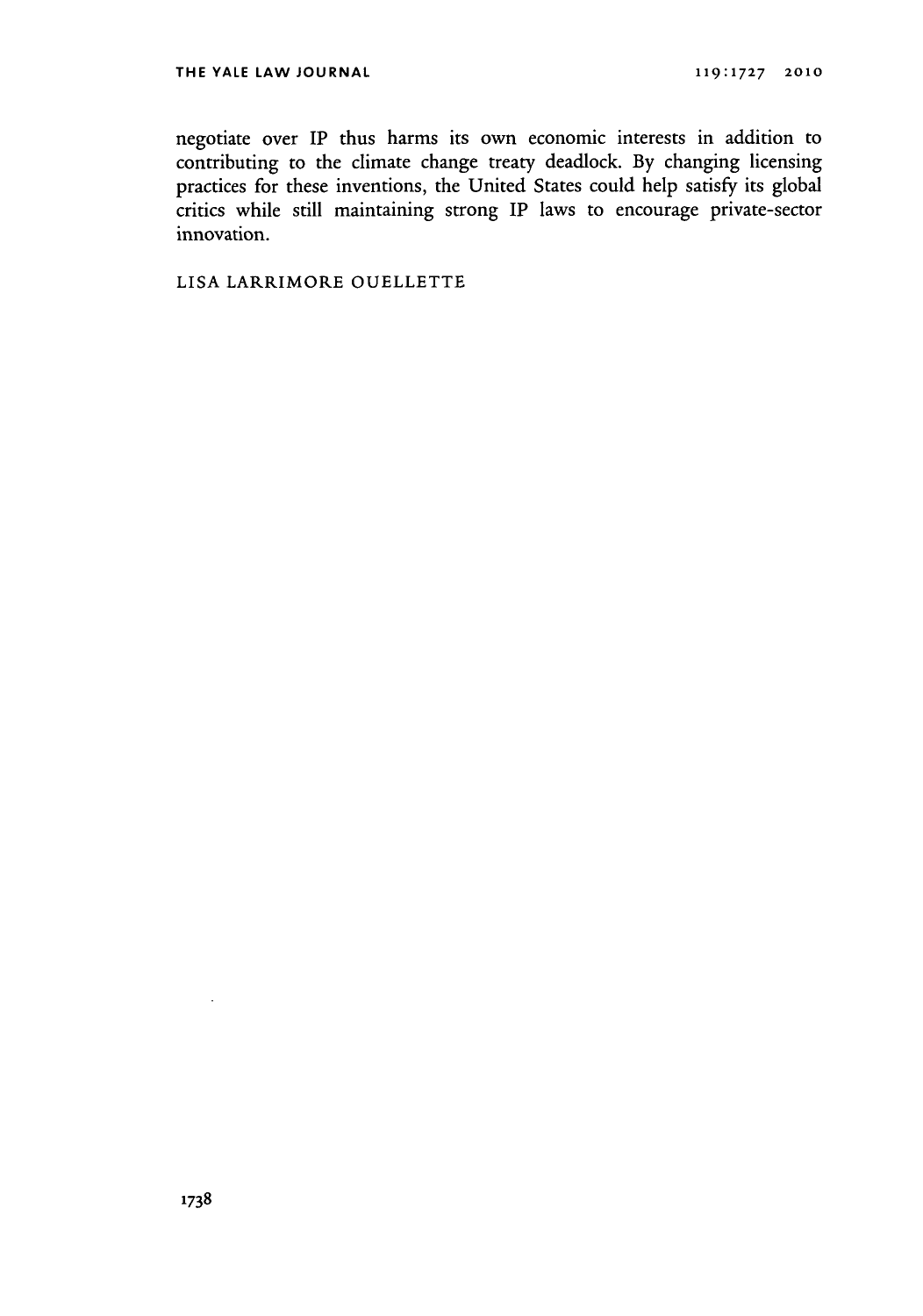negotiate over IP thus harms its own economic interests in addition to contributing to the climate change treaty deadlock. By changing licensing practices for these inventions, the United States could help satisfy its global critics while still maintaining strong IP laws to encourage private-sector innovation.

LISA LARRIMORE OUELLETTE